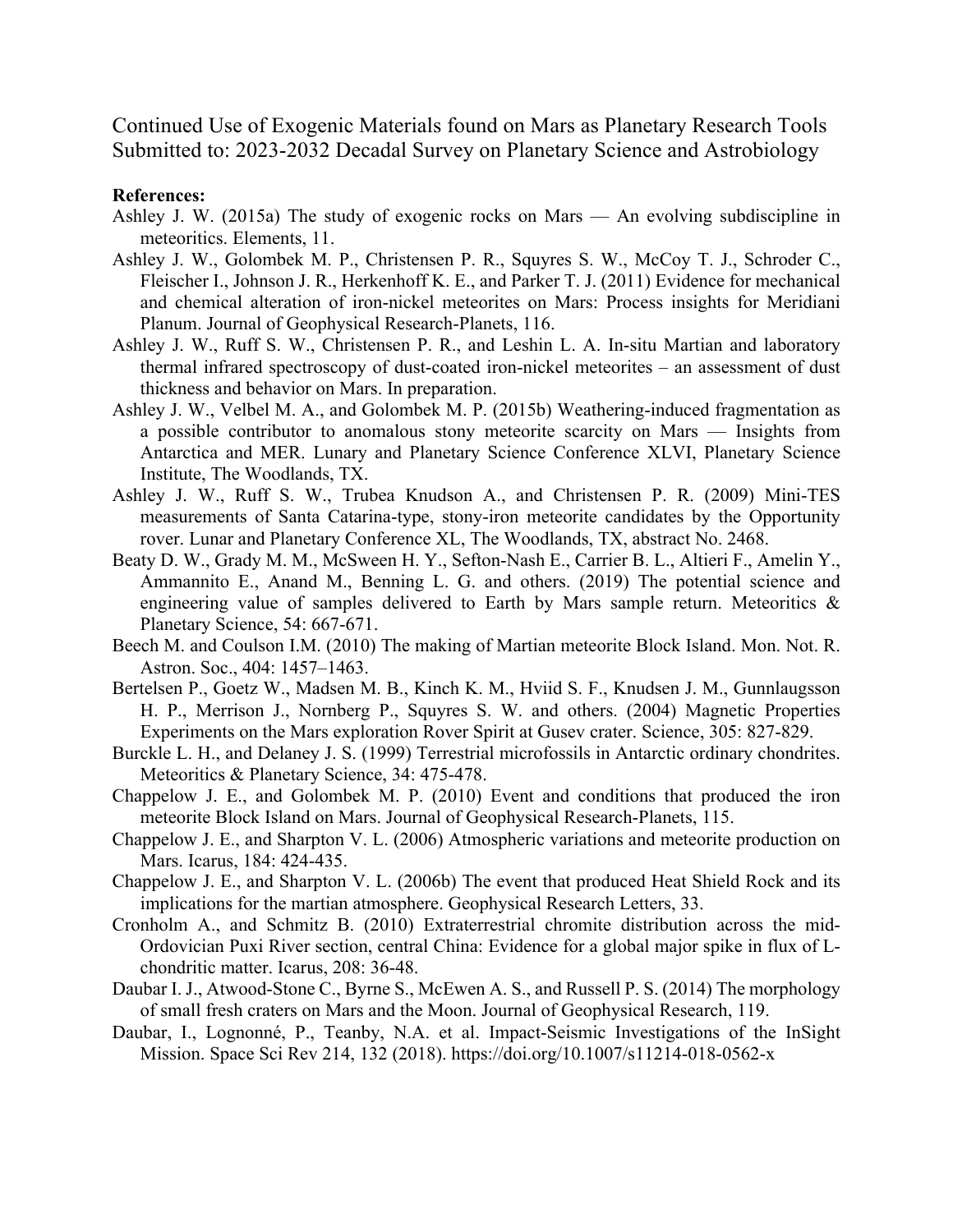Continued Use of Exogenic Materials found on Mars as Planetary Research Tools
Submitted to: 2023-2032 Decadal Survey on Planetary Science and Astrobiology

**References:**

Ashley J. W. (2015a) The study of exogenic rocks on Mars — An evolving subdiscipline in meteoritics. Elements, 11.

Ashley J. W., Golombek M. P., Christensen P. R., Squyres S. W., McCoy T. J., Schroder C., Fleischer I., Johnson J. R., Herkenhoff K. E., and Parker T. J. (2011) Evidence for mechanical and chemical alteration of iron-nickel meteorites on Mars: Process insights for Meridiani Planum. Journal of Geophysical Research-Planets, 116.

Ashley J. W., Ruff S. W., Christensen P. R., and Leshin L. A. In-situ Martian and laboratory thermal infrared spectroscopy of dust-coated iron-nickel meteorites – an assessment of dust thickness and behavior on Mars. In preparation.

Ashley J. W., Velbel M. A., and Golombek M. P. (2015b) Weathering-induced fragmentation as a possible contributor to anomalous stony meteorite scarcity on Mars — Insights from Antarctica and MER. Lunary and Planetary Science Conference XLVI, Planetary Science Institute, The Woodlands, TX.

Ashley J. W., Ruff S. W., Trubea Knudson A., and Christensen P. R. (2009) Mini-TES measurements of Santa Catarina-type, stony-iron meteorite candidates by the Opportunity rover. Lunar and Planetary Conference XL, The Woodlands, TX, abstract No. 2468.

Beaty D. W., Grady M. M., McSween H. Y., Sefton-Nash E., Carrier B. L., Altieri F., Amelin Y., Ammannito E., Anand M., Benning L. G. and others. (2019) The potential science and engineering value of samples delivered to Earth by Mars sample return. Meteoritics & Planetary Science, 54: 667-671.

Beech M. and Coulson I.M. (2010) The making of Martian meteorite Block Island. Mon. Not. R. Astron. Soc., 404: 1457–1463.

Bertelsen P., Goetz W., Madsen M. B., Kinch K. M., Hviid S. F., Knudsen J. M., Gunnlaugsson H. P., Merrison J., Nornberg P., Squyres S. W. and others. (2004) Magnetic Properties Experiments on the Mars exploration Rover Spirit at Gusev crater. Science, 305: 827-829.

Burckle L. H., and Delaney J. S. (1999) Terrestrial microfossils in Antarctic ordinary chondrites. Meteoritics & Planetary Science, 34: 475-478.

Chappelow J. E., and Golombek M. P. (2010) Event and conditions that produced the iron meteorite Block Island on Mars. Journal of Geophysical Research-Planets, 115.

Chappelow J. E., and Sharpton V. L. (2006) Atmospheric variations and meteorite production on Mars. Icarus, 184: 424-435.

Chappelow J. E., and Sharpton V. L. (2006b) The event that produced Heat Shield Rock and its implications for the martian atmosphere. Geophysical Research Letters, 33.

Cronholm A., and Schmitz B. (2010) Extraterrestrial chromite distribution across the mid-Ordovician Puxi River section, central China: Evidence for a global major spike in flux of L-chondritic matter. Icarus, 208: 36-48.

Daubar I. J., Atwood-Stone C., Byrne S., McEwen A. S., and Russell P. S. (2014) The morphology of small fresh craters on Mars and the Moon. Journal of Geophysical Research, 119.

Daubar, I., Lognonné, P., Teanby, N.A. et al. Impact-Seismic Investigations of the InSight Mission. Space Sci Rev 214, 132 (2018). https://doi.org/10.1007/s11214-018-0562-x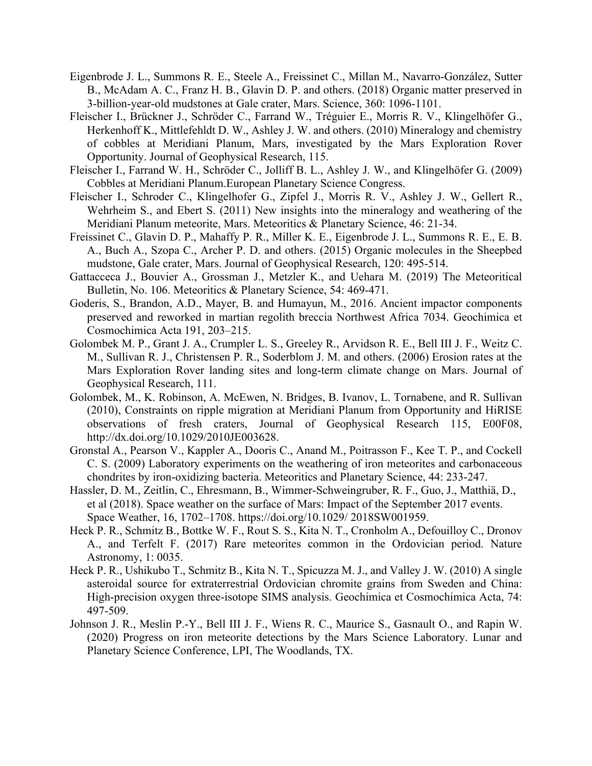Eigenbrode J. L., Summons R. E., Steele A., Freissinet C., Millan M., Navarro-González, Sutter B., McAdam A. C., Franz H. B., Glavin D. P. and others. (2018) Organic matter preserved in 3-billion-year-old mudstones at Gale crater, Mars. Science, 360: 1096-1101.

Fleischer I., Brückner J., Schröder C., Farrand W., Tréguier E., Morris R. V., Klingelhöfer G., Herkenhoff K., Mittlefehldt D. W., Ashley J. W. and others. (2010) Mineralogy and chemistry of cobbles at Meridiani Planum, Mars, investigated by the Mars Exploration Rover Opportunity. Journal of Geophysical Research, 115.

Fleischer I., Farrand W. H., Schröder C., Jolliff B. L., Ashley J. W., and Klingelhöfer G. (2009) Cobbles at Meridiani Planum.European Planetary Science Congress.

Fleischer I., Schroder C., Klingelhofer G., Zipfel J., Morris R. V., Ashley J. W., Gellert R., Wehrheim S., and Ebert S. (2011) New insights into the mineralogy and weathering of the Meridiani Planum meteorite, Mars. Meteoritics & Planetary Science, 46: 21-34.

Freissinet C., Glavin D. P., Mahaffy P. R., Miller K. E., Eigenbrode J. L., Summons R. E., E. B. A., Buch A., Szopa C., Archer P. D. and others. (2015) Organic molecules in the Sheepbed mudstone, Gale crater, Mars. Journal of Geophysical Research, 120: 495-514.

Gattacceca J., Bouvier A., Grossman J., Metzler K., and Uehara M. (2019) The Meteoritical Bulletin, No. 106. Meteoritics & Planetary Science, 54: 469-471.

Goderis, S., Brandon, A.D., Mayer, B. and Humayun, M., 2016. Ancient impactor components preserved and reworked in martian regolith breccia Northwest Africa 7034. Geochimica et Cosmochimica Acta 191, 203–215.

Golombek M. P., Grant J. A., Crumpler L. S., Greeley R., Arvidson R. E., Bell III J. F., Weitz C. M., Sullivan R. J., Christensen P. R., Soderblom J. M. and others. (2006) Erosion rates at the Mars Exploration Rover landing sites and long-term climate change on Mars. Journal of Geophysical Research, 111.

Golombek, M., K. Robinson, A. McEwen, N. Bridges, B. Ivanov, L. Tornabene, and R. Sullivan (2010), Constraints on ripple migration at Meridiani Planum from Opportunity and HiRISE observations of fresh craters, Journal of Geophysical Research 115, E00F08, http://dx.doi.org/10.1029/2010JE003628.

Gronstal A., Pearson V., Kappler A., Dooris C., Anand M., Poitrasson F., Kee T. P., and Cockell C. S. (2009) Laboratory experiments on the weathering of iron meteorites and carbonaceous chondrites by iron-oxidizing bacteria. Meteoritics and Planetary Science, 44: 233-247.

Hassler, D. M., Zeitlin, C., Ehresmann, B., Wimmer-Schweingruber, R. F., Guo, J., Matthiä, D., et al (2018). Space weather on the surface of Mars: Impact of the September 2017 events. Space Weather, 16, 1702–1708. https://doi.org/10.1029/ 2018SW001959.

Heck P. R., Schmitz B., Bottke W. F., Rout S. S., Kita N. T., Cronholm A., Defouilloy C., Dronov A., and Terfelt F. (2017) Rare meteorites common in the Ordovician period. Nature Astronomy, 1: 0035.

Heck P. R., Ushikubo T., Schmitz B., Kita N. T., Spicuzza M. J., and Valley J. W. (2010) A single asteroidal source for extraterrestrial Ordovician chromite grains from Sweden and China: High-precision oxygen three-isotope SIMS analysis. Geochimica et Cosmochimica Acta, 74: 497-509.

Johnson J. R., Meslin P.-Y., Bell III J. F., Wiens R. C., Maurice S., Gasnault O., and Rapin W. (2020) Progress on iron meteorite detections by the Mars Science Laboratory. Lunar and Planetary Science Conference, LPI, The Woodlands, TX.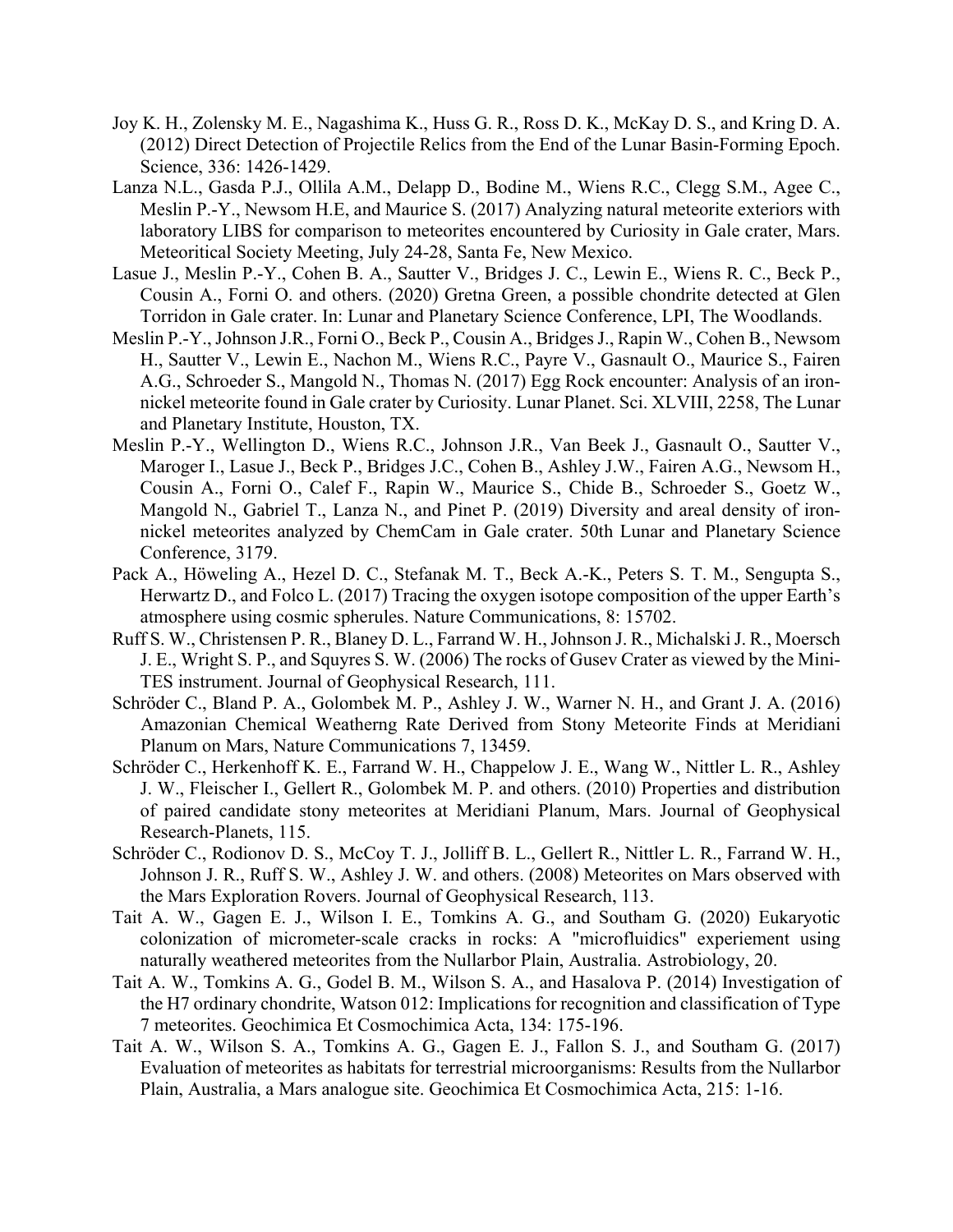Joy K. H., Zolensky M. E., Nagashima K., Huss G. R., Ross D. K., McKay D. S., and Kring D. A. (2012) Direct Detection of Projectile Relics from the End of the Lunar Basin-Forming Epoch. Science, 336: 1426-1429.

Lanza N.L., Gasda P.J., Ollila A.M., Delapp D., Bodine M., Wiens R.C., Clegg S.M., Agee C., Meslin P.-Y., Newsom H.E, and Maurice S. (2017) Analyzing natural meteorite exteriors with laboratory LIBS for comparison to meteorites encountered by Curiosity in Gale crater, Mars. Meteoritical Society Meeting, July 24-28, Santa Fe, New Mexico.

Lasue J., Meslin P.-Y., Cohen B. A., Sautter V., Bridges J. C., Lewin E., Wiens R. C., Beck P., Cousin A., Forni O. and others. (2020) Gretna Green, a possible chondrite detected at Glen Torridon in Gale crater. In: Lunar and Planetary Science Conference, LPI, The Woodlands.

Meslin P.-Y., Johnson J.R., Forni O., Beck P., Cousin A., Bridges J., Rapin W., Cohen B., Newsom H., Sautter V., Lewin E., Nachon M., Wiens R.C., Payre V., Gasnault O., Maurice S., Fairen A.G., Schroeder S., Mangold N., Thomas N. (2017) Egg Rock encounter: Analysis of an iron-nickel meteorite found in Gale crater by Curiosity. Lunar Planet. Sci. XLVIII, 2258, The Lunar and Planetary Institute, Houston, TX.

Meslin P.-Y., Wellington D., Wiens R.C., Johnson J.R., Van Beek J., Gasnault O., Sautter V., Maroger I., Lasue J., Beck P., Bridges J.C., Cohen B., Ashley J.W., Fairen A.G., Newsom H., Cousin A., Forni O., Calef F., Rapin W., Maurice S., Chide B., Schroeder S., Goetz W., Mangold N., Gabriel T., Lanza N., and Pinet P. (2019) Diversity and areal density of iron-nickel meteorites analyzed by ChemCam in Gale crater. 50th Lunar and Planetary Science Conference, 3179.

Pack A., Höweling A., Hezel D. C., Stefanak M. T., Beck A.-K., Peters S. T. M., Sengupta S., Herwartz D., and Folco L. (2017) Tracing the oxygen isotope composition of the upper Earth's atmosphere using cosmic spherules. Nature Communications, 8: 15702.

Ruff S. W., Christensen P. R., Blaney D. L., Farrand W. H., Johnson J. R., Michalski J. R., Moersch J. E., Wright S. P., and Squyres S. W. (2006) The rocks of Gusev Crater as viewed by the Mini-TES instrument. Journal of Geophysical Research, 111.

Schröder C., Bland P. A., Golombek M. P., Ashley J. W., Warner N. H., and Grant J. A. (2016) Amazonian Chemical Weatherng Rate Derived from Stony Meteorite Finds at Meridiani Planum on Mars, Nature Communications 7, 13459.

Schröder C., Herkenhoff K. E., Farrand W. H., Chappelow J. E., Wang W., Nittler L. R., Ashley J. W., Fleischer I., Gellert R., Golombek M. P. and others. (2010) Properties and distribution of paired candidate stony meteorites at Meridiani Planum, Mars. Journal of Geophysical Research-Planets, 115.

Schröder C., Rodionov D. S., McCoy T. J., Jolliff B. L., Gellert R., Nittler L. R., Farrand W. H., Johnson J. R., Ruff S. W., Ashley J. W. and others. (2008) Meteorites on Mars observed with the Mars Exploration Rovers. Journal of Geophysical Research, 113.

Tait A. W., Gagen E. J., Wilson I. E., Tomkins A. G., and Southam G. (2020) Eukaryotic colonization of micrometer-scale cracks in rocks: A "microfluidics" experiement using naturally weathered meteorites from the Nullarbor Plain, Australia. Astrobiology, 20.

Tait A. W., Tomkins A. G., Godel B. M., Wilson S. A., and Hasalova P. (2014) Investigation of the H7 ordinary chondrite, Watson 012: Implications for recognition and classification of Type 7 meteorites. Geochimica Et Cosmochimica Acta, 134: 175-196.

Tait A. W., Wilson S. A., Tomkins A. G., Gagen E. J., Fallon S. J., and Southam G. (2017) Evaluation of meteorites as habitats for terrestrial microorganisms: Results from the Nullarbor Plain, Australia, a Mars analogue site. Geochimica Et Cosmochimica Acta, 215: 1-16.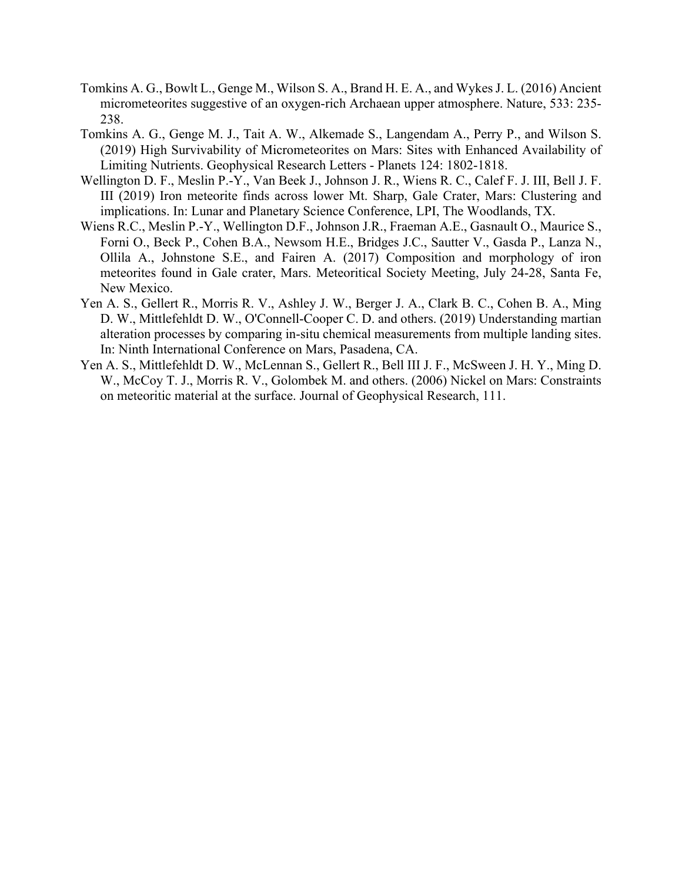Tomkins A. G., Bowlt L., Genge M., Wilson S. A., Brand H. E. A., and Wykes J. L. (2016) Ancient micrometeorites suggestive of an oxygen-rich Archaean upper atmosphere. Nature, 533: 235-238.

Tomkins A. G., Genge M. J., Tait A. W., Alkemade S., Langendam A., Perry P., and Wilson S. (2019) High Survivability of Micrometeorites on Mars: Sites with Enhanced Availability of Limiting Nutrients. Geophysical Research Letters - Planets 124: 1802-1818.

Wellington D. F., Meslin P.-Y., Van Beek J., Johnson J. R., Wiens R. C., Calef F. J. III, Bell J. F. III (2019) Iron meteorite finds across lower Mt. Sharp, Gale Crater, Mars: Clustering and implications. In: Lunar and Planetary Science Conference, LPI, The Woodlands, TX.

Wiens R.C., Meslin P.-Y., Wellington D.F., Johnson J.R., Fraeman A.E., Gasnault O., Maurice S., Forni O., Beck P., Cohen B.A., Newsom H.E., Bridges J.C., Sautter V., Gasda P., Lanza N., Ollila A., Johnstone S.E., and Fairen A. (2017) Composition and morphology of iron meteorites found in Gale crater, Mars. Meteoritical Society Meeting, July 24-28, Santa Fe, New Mexico.

Yen A. S., Gellert R., Morris R. V., Ashley J. W., Berger J. A., Clark B. C., Cohen B. A., Ming D. W., Mittlefehldt D. W., O'Connell-Cooper C. D. and others. (2019) Understanding martian alteration processes by comparing in-situ chemical measurements from multiple landing sites. In: Ninth International Conference on Mars, Pasadena, CA.

Yen A. S., Mittlefehldt D. W., McLennan S., Gellert R., Bell III J. F., McSween J. H. Y., Ming D. W., McCoy T. J., Morris R. V., Golombek M. and others. (2006) Nickel on Mars: Constraints on meteoritic material at the surface. Journal of Geophysical Research, 111.